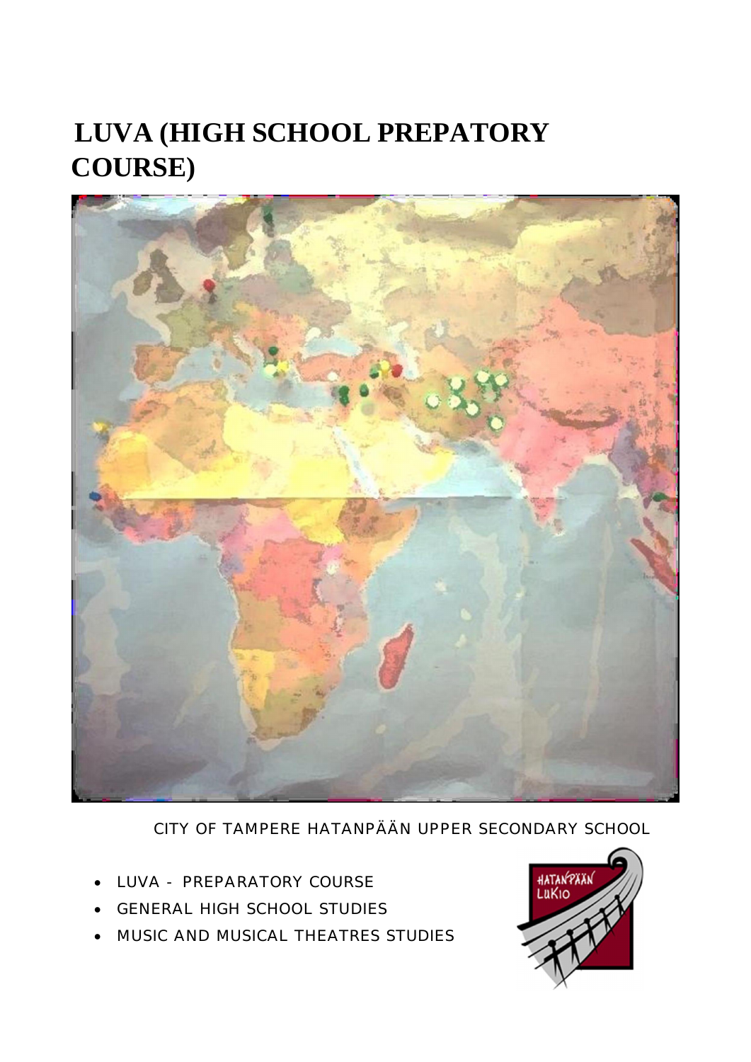# LUVA (HIGH SCHOOL PREPATORY COURSE)

CITY OF TAMPERE HATANPÄÄN UPPER SECONDARY SCHOOL

- LUVA - PREPARATORY COURSE
- GENERAL HIGH SCHOOL STUDIES
- MUSIC AND MUSICAL THEATRES STUDIES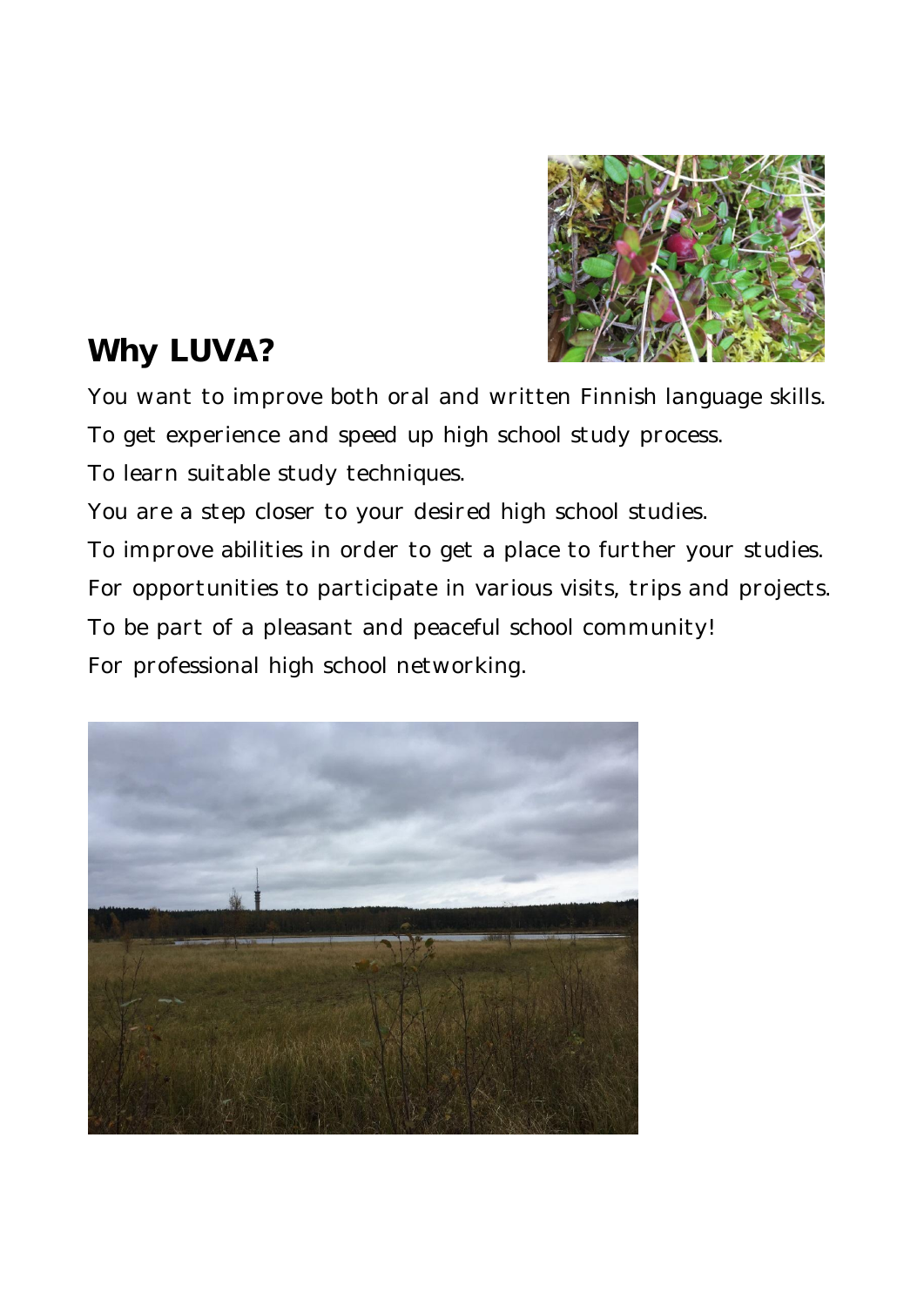## Why LUVA?

You want to improve both oral and written Finnish language skills.

To get experience and speed up high school study process.

To learn suitable study techniques.

You are a step closer to your desired high school studies.

To improve abilities in order to get a place to further your studies.

For opportunities to participate in various visits, trips and projects.

To be part of a pleasant and peaceful school community!

For professional high school networking.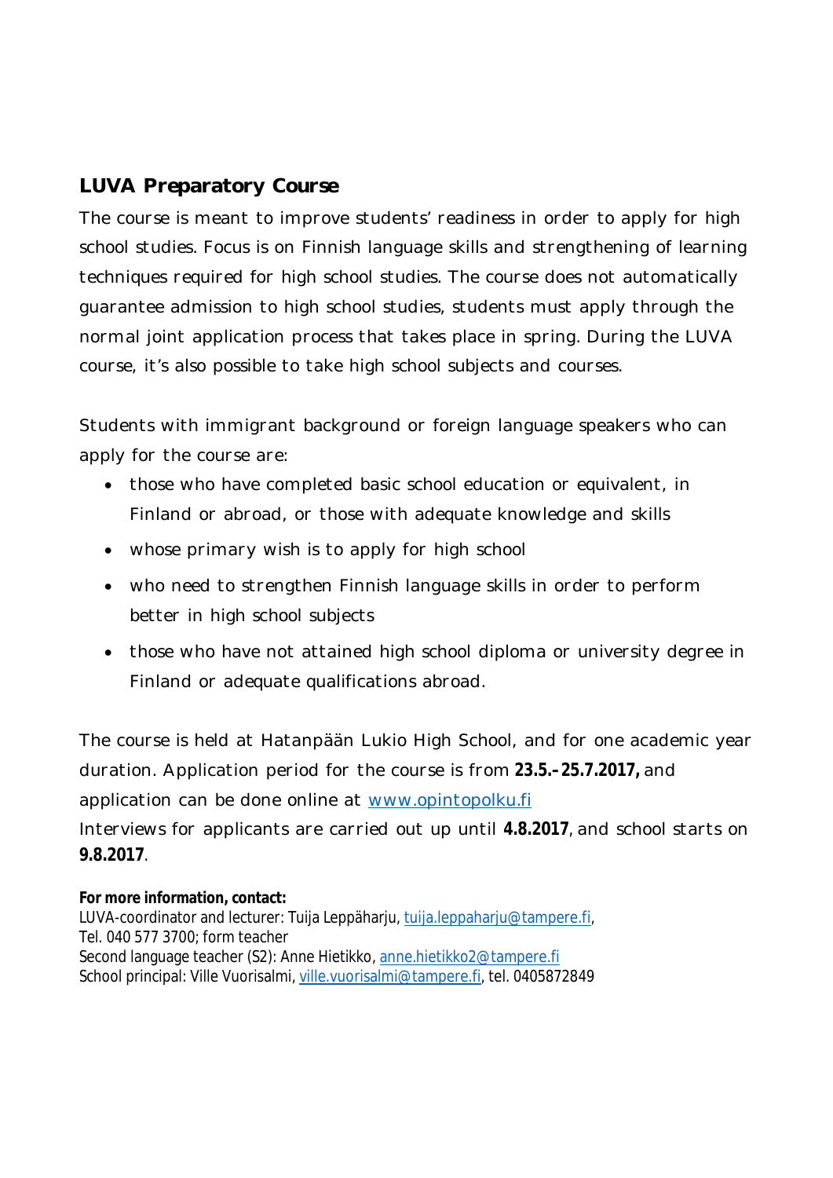## LUVA Preparatory Course

The course is meant to improve students' readiness in order to apply for high school studies. Focus is on Finnish language skills and strengthening of learning techniques required for high school studies. The course does not automatically guarantee admission to high school studies, students must apply through the normal joint application process that takes place in spring. During the LUVA course, it's also possible to take high school subjects and courses.

Students with immigrant background or foreign language speakers who can apply for the course are:

- those who have completed basic school education or equivalent, in Finland or abroad, or those with adequate knowledge and skills
- whose primary wish is to apply for high school
- who need to strengthen Finnish language skills in order to perform better in high school subjects
- those who have not attained high school diploma or university degree in Finland or adequate qualifications abroad.

The course is held at Hatanpään Lukio High School, and for one academic year duration. Application period for the course is from **23.5.–25.7.2017,** and application can be done online at www.opintopolku.fi
Interviews for applicants are carried out up until **4.8.2017**, and school starts on **9.8.2017**.

**For more information, contact:**
LUVA-coordinator and lecturer: Tuija Leppäharju, tuija.leppaharju@tampere.fi,
Tel. 040 577 3700; form teacher
Second language teacher (S2): Anne Hietikko, anne.hietikko2@tampere.fi
School principal: Ville Vuorisalmi, ville.vuorisalmi@tampere.fi, tel. 0405872849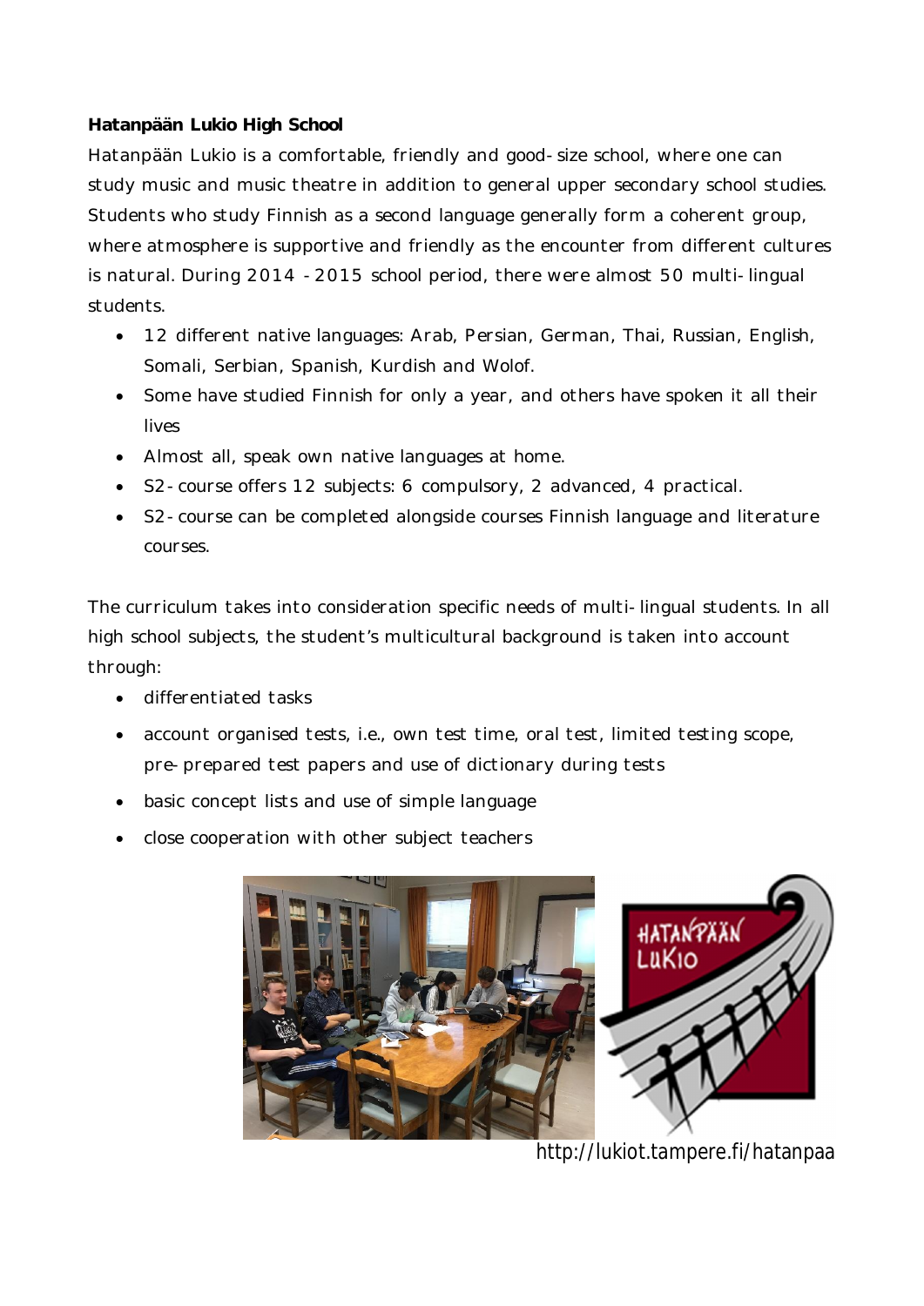**Hatanpään Lukio High School**

Hatanpään Lukio is a comfortable, friendly and good-size school, where one can study music and music theatre in addition to general upper secondary school studies. Students who study Finnish as a second language generally form a coherent group, where atmosphere is supportive and friendly as the encounter from different cultures is natural. During 2014 - 2015 school period, there were almost 50 multi-lingual students.

- 12 different native languages: Arab, Persian, German, Thai, Russian, English, Somali, Serbian, Spanish, Kurdish and Wolof.
- Some have studied Finnish for only a year, and others have spoken it all their lives
- Almost all, speak own native languages at home.
- S2-course offers 12 subjects: 6 compulsory, 2 advanced, 4 practical.
- S2-course can be completed alongside courses Finnish language and literature courses.

The curriculum takes into consideration specific needs of multi-lingual students. In all high school subjects, the student's multicultural background is taken into account through:

- differentiated tasks
- account organised tests, i.e., own test time, oral test, limited testing scope, pre-prepared test papers and use of dictionary during tests
- basic concept lists and use of simple language
- close cooperation with other subject teachers

http://lukiot.tampere.fi/hatanpaa